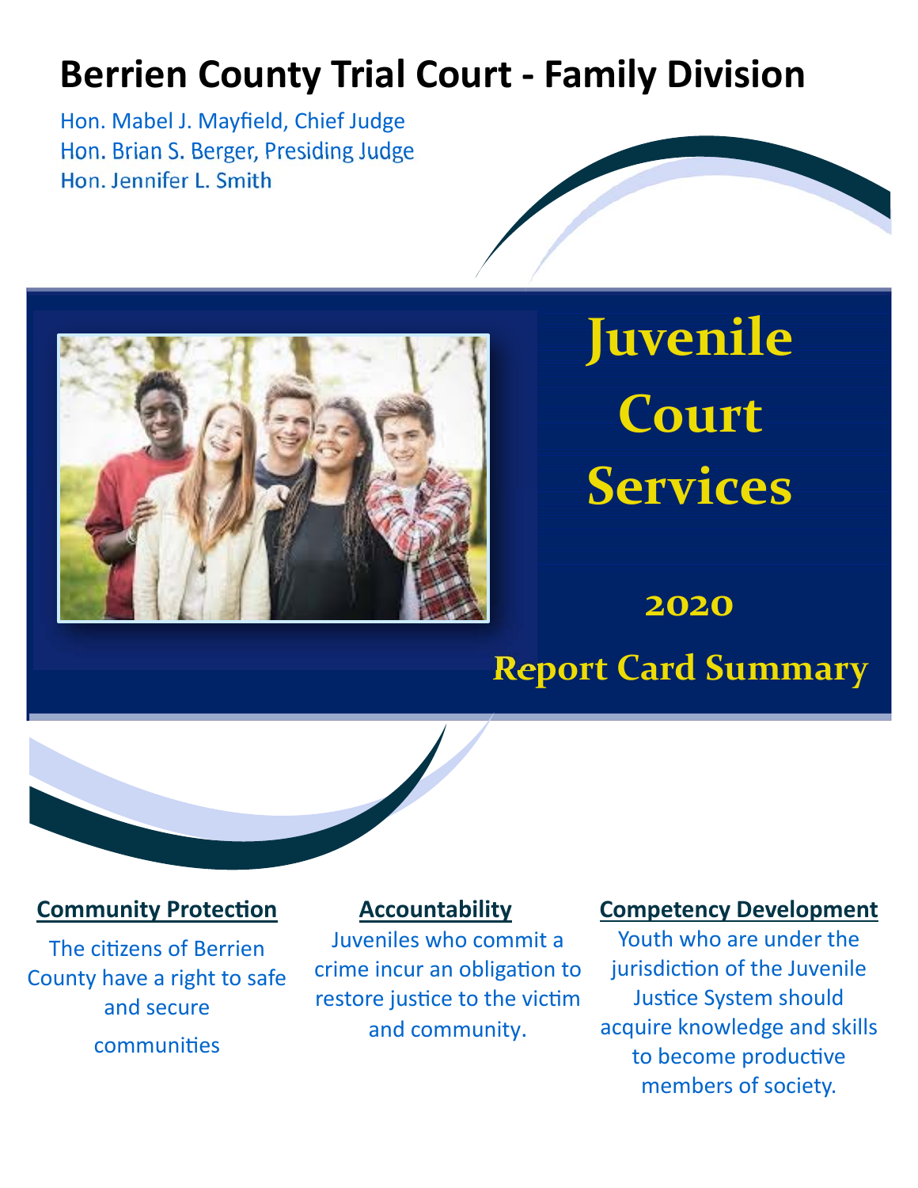# Berrien County Trial Court - Family Division

Hon. Mabel J. Mayfield, Chief Judge
Hon. Brian S. Berger, Presiding Judge
Hon. Jennifer L. Smith

# Juvenile Court Services

## 2020

## Report Card Summary

**Community Protection**

The citizens of Berrien County have a right to safe and secure communities

**Accountability**

Juveniles who commit a crime incur an obligation to restore justice to the victim and community.

**Competency Development**

Youth who are under the jurisdiction of the Juvenile Justice System should acquire knowledge and skills to become productive members of society.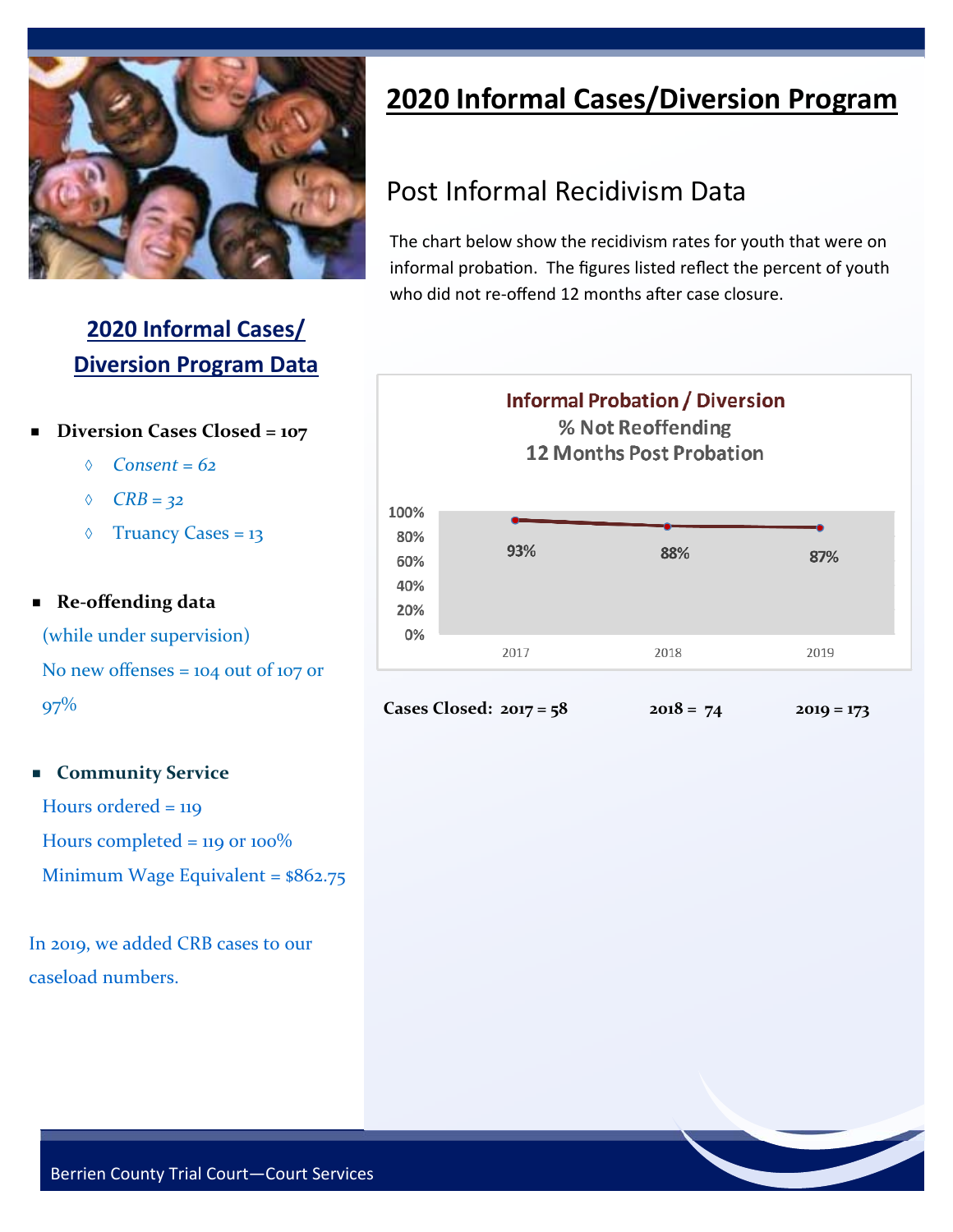# 2020 Informal Cases/Diversion Program

## 2020 Informal Cases/ Diversion Program Data

- **Diversion Cases Closed = 107**
  - ◊ *Consent = 62*
  - ◊ *CRB = 32*
  - ◊ Truancy Cases = 13

- **Re-offending data**

  (while under supervision)

  No new offenses = 104 out of 107 or 97%

- **Community Service**

  Hours ordered = 119

  Hours completed = 119 or 100%

  Minimum Wage Equivalent = $862.75

In 2019, we added CRB cases to our caseload numbers.

## Post Informal Recidivism Data

The chart below show the recidivism rates for youth that were on informal probation. The figures listed reflect the percent of youth who did not re-offend 12 months after case closure.

**Informal Probation / Diversion**
**% Not Reoffending**
**12 Months Post Probation**

| Year | % Not Reoffending |
| --- | --- |
| 2017 | 93% |
| 2018 | 88% |
| 2019 | 87% |

**Cases Closed: 2017 = 58 2018 = 74 2019 = 173**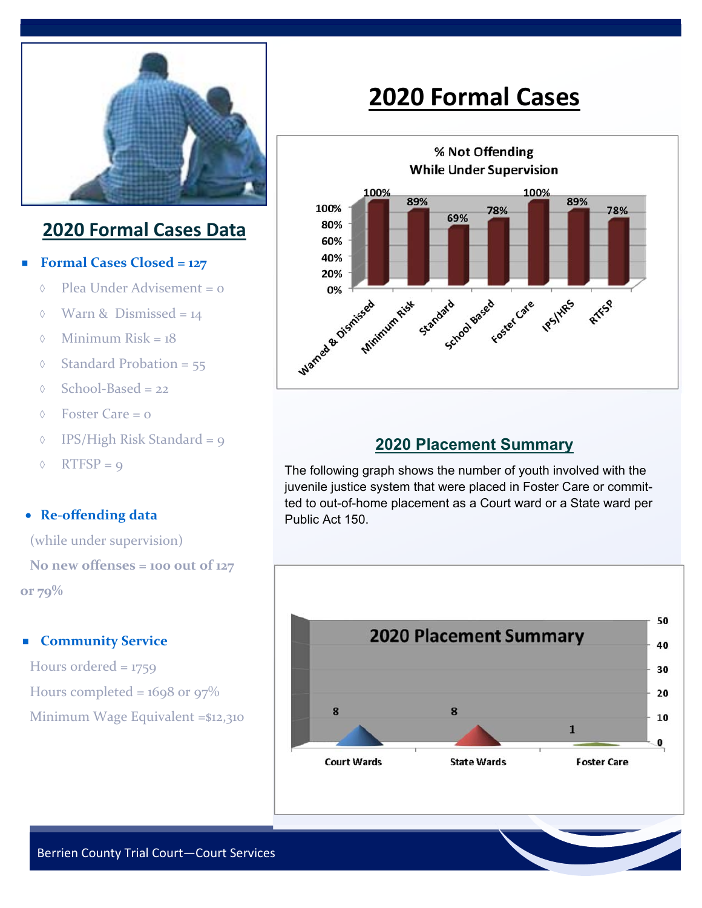# 2020 Formal Cases

## 2020 Formal Cases Data

- **Formal Cases Closed = 127**
  - Plea Under Advisement = 0
  - Warn & Dismissed = 14
  - Minimum Risk = 18
  - Standard Probation = 55
  - School-Based = 22
  - Foster Care = 0
  - IPS/High Risk Standard = 9
  - RTFSP = 9

- **Re-offending data**

  (while under supervision)

  **No new offenses = 100 out of 127 or 79%**

- **Community Service**

  Hours ordered = 1759

  Hours completed = 1698 or 97%

  Minimum Wage Equivalent =$12,310

**% Not Offending While Under Supervision**

| Category | % |
|---|---|
| Warned & Dismissed | 100% |
| Minimum Risk | 89% |
| Standard | 69% |
| School Based | 78% |
| Foster Care | 100% |
| IPS/HRS | 89% |
| RTFSP | 78% |

## 2020 Placement Summary

The following graph shows the number of youth involved with the juvenile justice system that were placed in Foster Care or committed to out-of-home placement as a Court ward or a State ward per Public Act 150.

**2020 Placement Summary**

| Placement | Number |
|---|---|
| Court Wards | 8 |
| State Wards | 8 |
| Foster Care | 1 |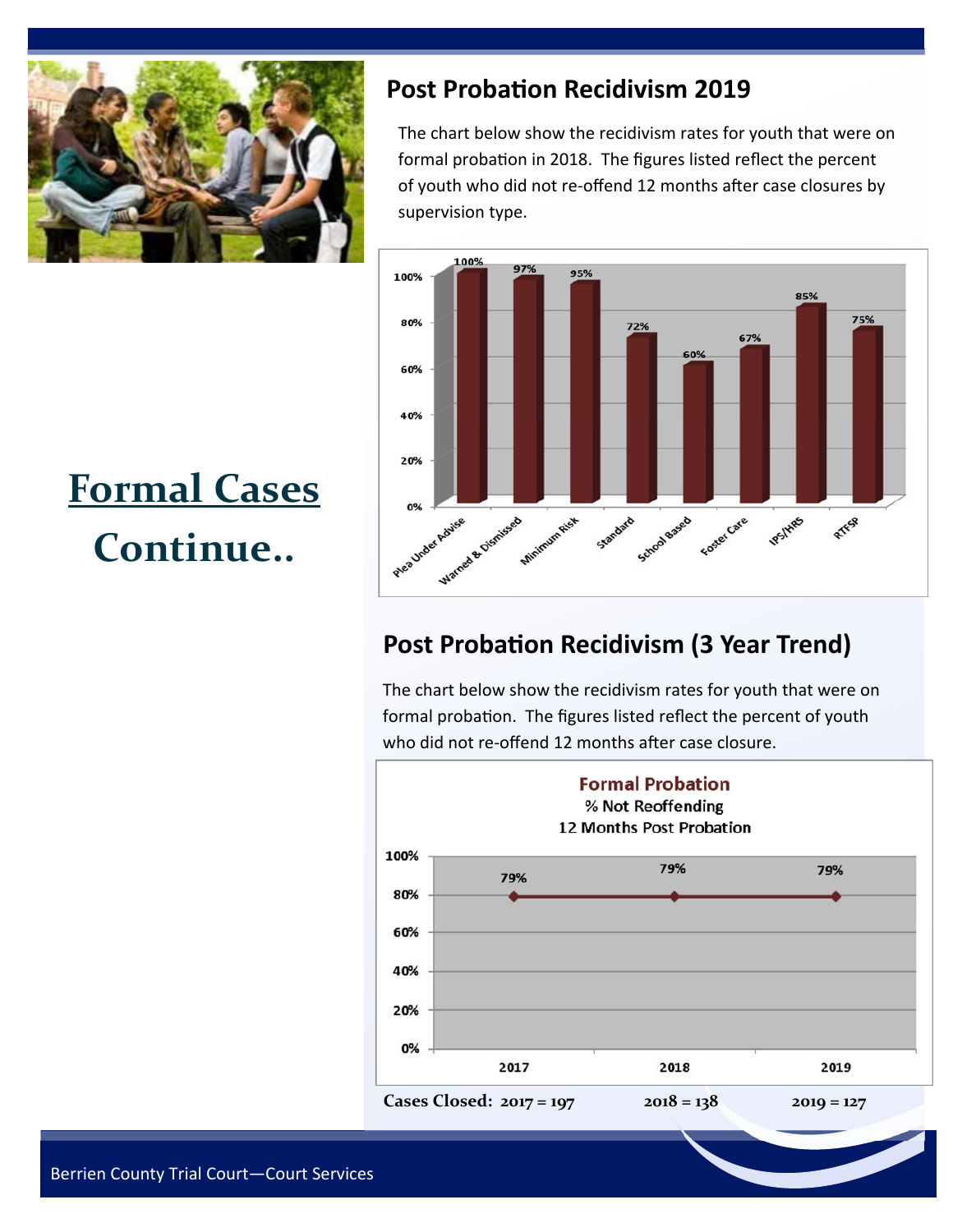# Formal Cases Continue..

## Post Probation Recidivism 2019

The chart below show the recidivism rates for youth that were on formal probation in 2018. The figures listed reflect the percent of youth who did not re-offend 12 months after case closures by supervision type.

| Supervision Type | % Not Re-offending |
| --- | --- |
| Plea Under Advise | 100% |
| Warned & Dismissed | 97% |
| Minimum Risk | 95% |
| Standard | 72% |
| School Based | 60% |
| Foster Care | 67% |
| IPS/HRS | 85% |
| RTFSP | 75% |

## Post Probation Recidivism (3 Year Trend)

The chart below show the recidivism rates for youth that were on formal probation. The figures listed reflect the percent of youth who did not re-offend 12 months after case closure.

**Formal Probation**
% Not Reoffending
12 Months Post Probation

| Year | % Not Reoffending |
| --- | --- |
| 2017 | 79% |
| 2018 | 79% |
| 2019 | 79% |

**Cases Closed: 2017 = 197 2018 = 138 2019 = 127**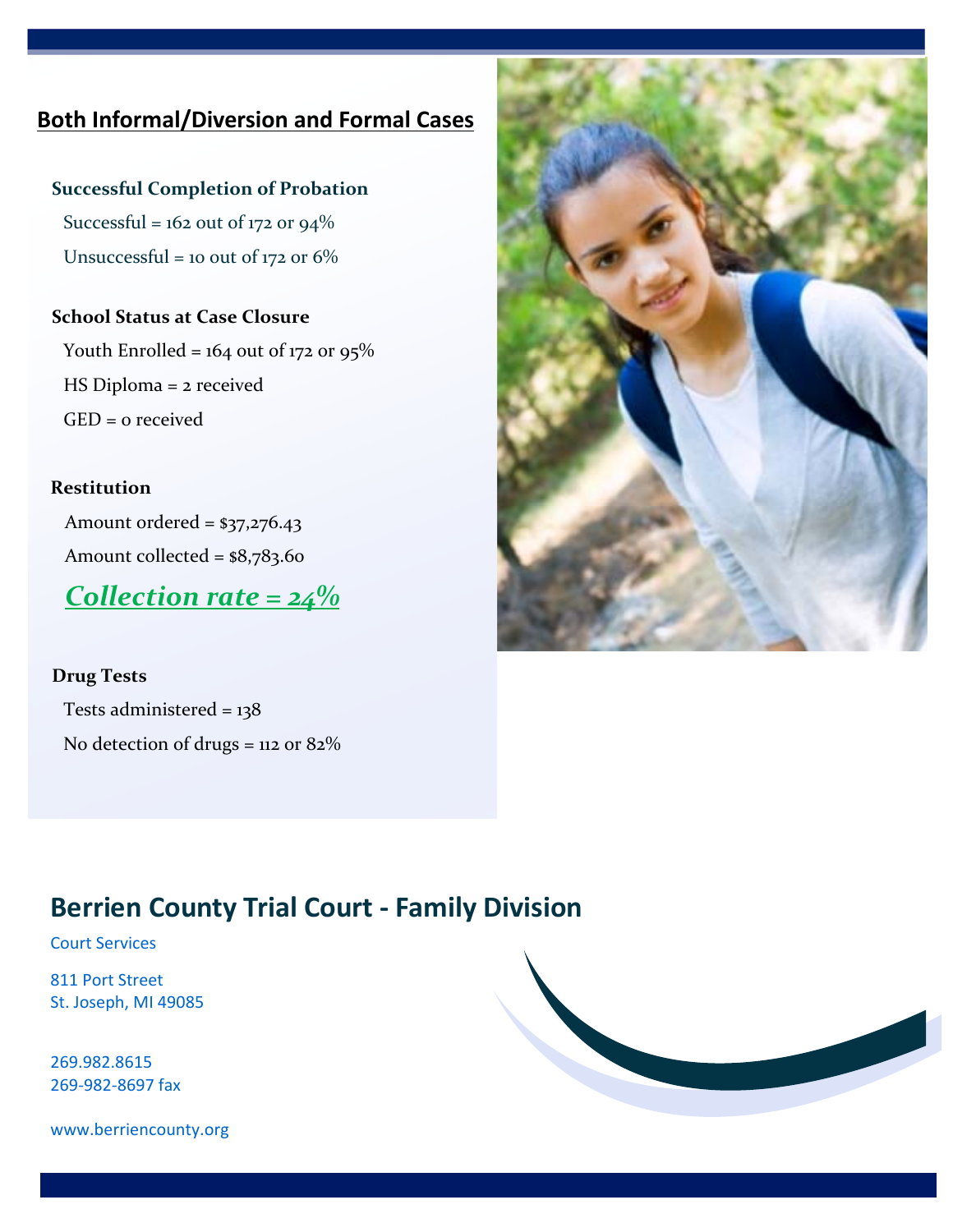## Both Informal/Diversion and Formal Cases

**Successful Completion of Probation**

Successful = 162 out of 172 or 94%

Unsuccessful = 10 out of 172 or 6%

**School Status at Case Closure**

Youth Enrolled = 164 out of 172 or 95%

HS Diploma = 2 received

GED = 0 received

**Restitution**

Amount ordered = $37,276.43

Amount collected = $8,783.60

***Collection rate = 24%***

**Drug Tests**

Tests administered = 138

No detection of drugs = 112 or 82%

## Berrien County Trial Court - Family Division

Court Services

811 Port Street
St. Joseph, MI 49085

269.982.8615
269-982-8697 fax

www.berriencounty.org